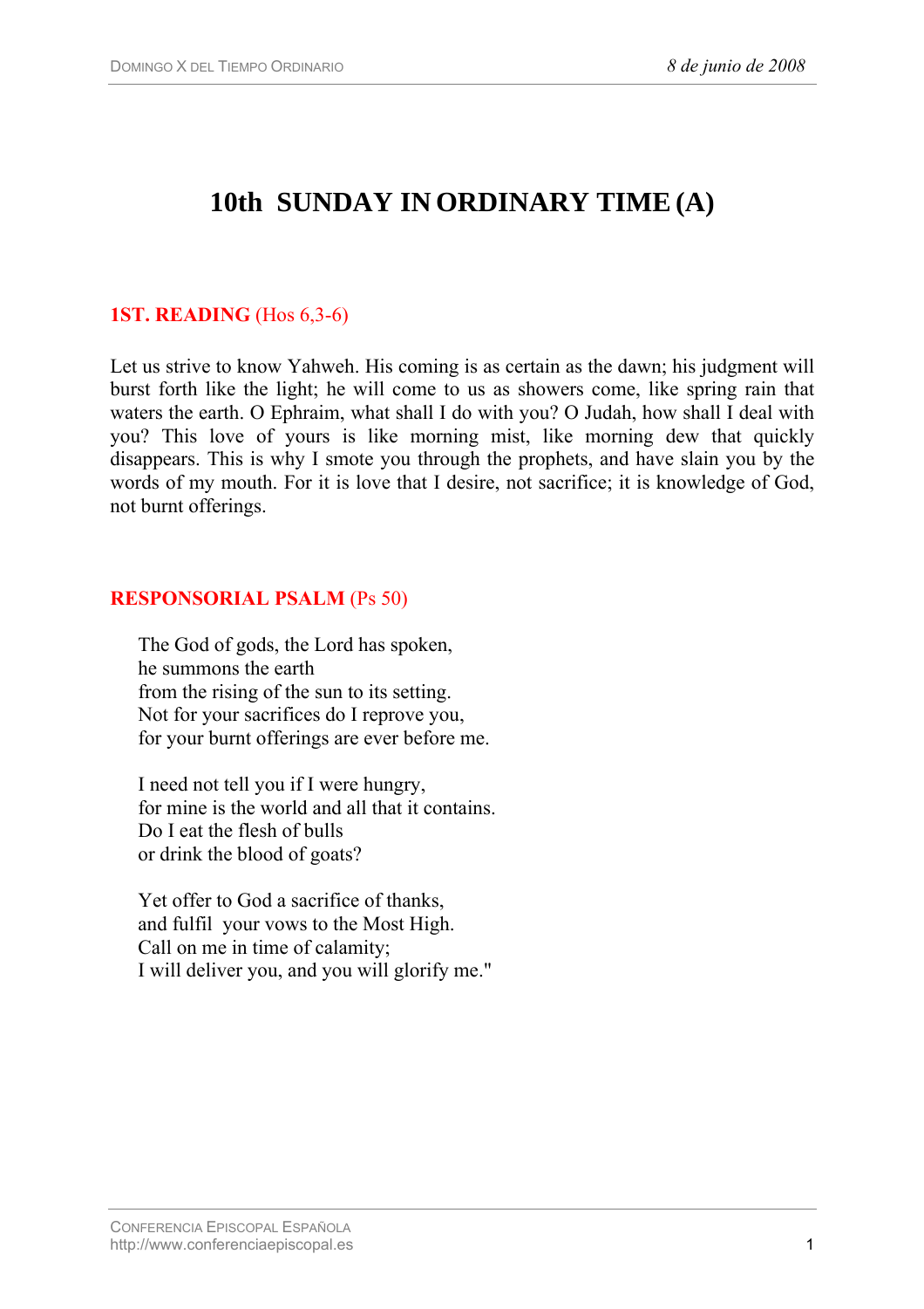# 10th SUNDAY IN ORDINARY TIME (A)

## 1ST. READING (Hos 6,3-6)

Let us strive to know Yahweh. His coming is as certain as the dawn; his judgment will burst forth like the light; he will come to us as showers come, like spring rain that waters the earth. O Ephraim, what shall I do with you? O Judah, how shall I deal with you? This love of yours is like morning mist, like morning dew that quickly disappears. This is why I smote you through the prophets, and have slain you by the words of my mouth. For it is love that I desire, not sacrifice; it is knowledge of God, not burnt offerings.

## RESPONSORIAL PSALM (Ps 50)

The God of gods, the Lord has spoken,  
he summons the earth  
from the rising of the sun to its setting.  
Not for your sacrifices do I reprove you,  
for your burnt offerings are ever before me.

I need not tell you if I were hungry,  
for mine is the world and all that it contains.  
Do I eat the flesh of bulls  
or drink the blood of goats?

Yet offer to God a sacrifice of thanks,  
and fulfil your vows to the Most High.  
Call on me in time of calamity;  
I will deliver you, and you will glorify me."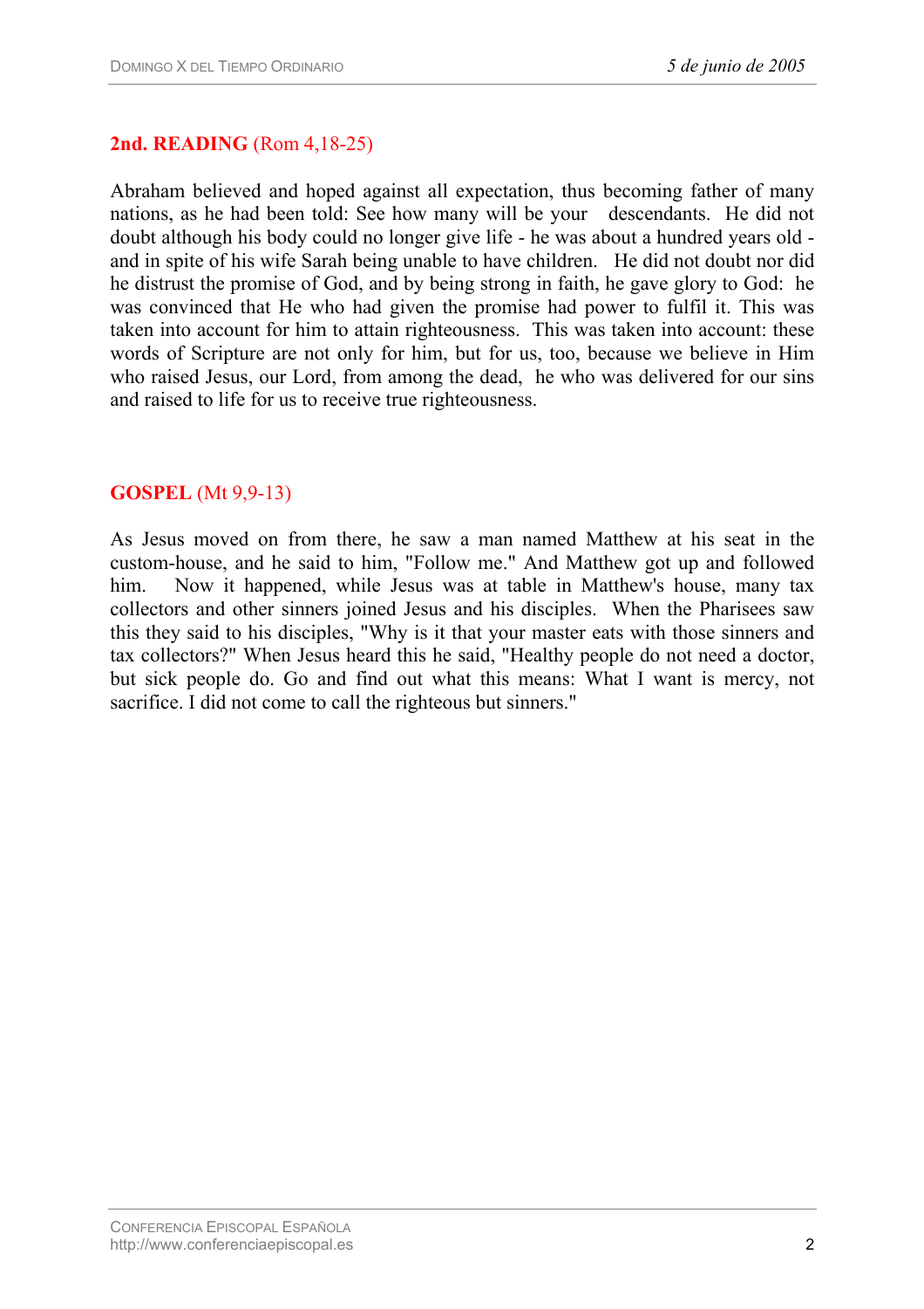## 2nd. READING (Rom 4,18-25)

Abraham believed and hoped against all expectation, thus becoming father of many nations, as he had been told: See how many will be your descendants. He did not doubt although his body could no longer give life - he was about a hundred years old - and in spite of his wife Sarah being unable to have children. He did not doubt nor did he distrust the promise of God, and by being strong in faith, he gave glory to God: he was convinced that He who had given the promise had power to fulfil it. This was taken into account for him to attain righteousness. This was taken into account: these words of Scripture are not only for him, but for us, too, because we believe in Him who raised Jesus, our Lord, from among the dead, he who was delivered for our sins and raised to life for us to receive true righteousness.

## GOSPEL (Mt 9,9-13)

As Jesus moved on from there, he saw a man named Matthew at his seat in the custom-house, and he said to him, "Follow me." And Matthew got up and followed him. Now it happened, while Jesus was at table in Matthew's house, many tax collectors and other sinners joined Jesus and his disciples. When the Pharisees saw this they said to his disciples, "Why is it that your master eats with those sinners and tax collectors?" When Jesus heard this he said, "Healthy people do not need a doctor, but sick people do. Go and find out what this means: What I want is mercy, not sacrifice. I did not come to call the righteous but sinners."